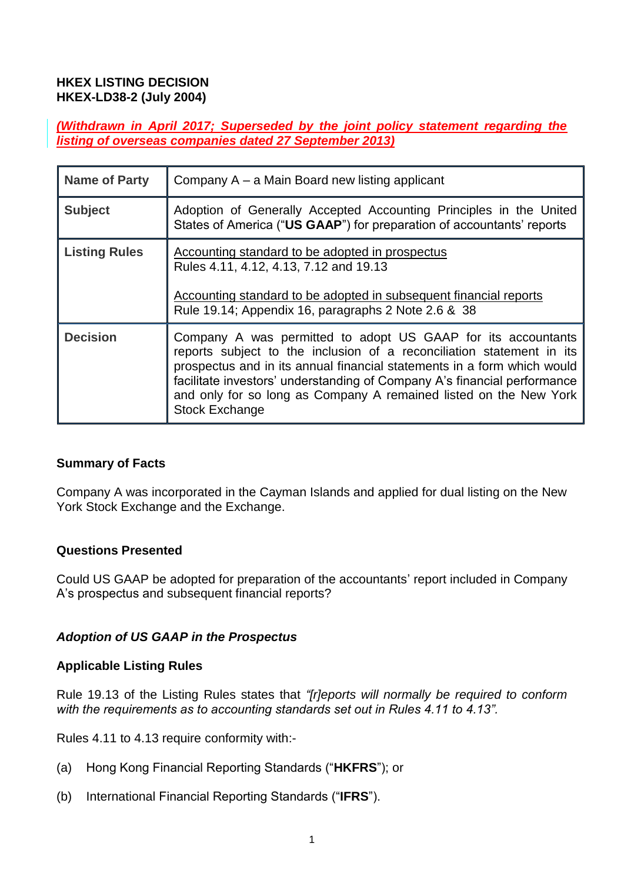**HKEX LISTING DECISION**
**HKEX-LD38-2 (July 2004)**

***(Withdrawn in April 2017; Superseded by the joint policy statement regarding the listing of overseas companies dated 27 September 2013)***

| **Name of Party** | Company A – a Main Board new listing applicant |
|---|---|
| **Subject** | Adoption of Generally Accepted Accounting Principles in the United States of America ("**US GAAP**") for preparation of accountants' reports |
| **Listing Rules** | Accounting standard to be adopted in prospectus<br>Rules 4.11, 4.12, 4.13, 7.12 and 19.13<br><br>Accounting standard to be adopted in subsequent financial reports<br>Rule 19.14; Appendix 16, paragraphs 2 Note 2.6 & 38 |
| **Decision** | Company A was permitted to adopt US GAAP for its accountants reports subject to the inclusion of a reconciliation statement in its prospectus and in its annual financial statements in a form which would facilitate investors' understanding of Company A's financial performance and only for so long as Company A remained listed on the New York Stock Exchange |

**Summary of Facts**

Company A was incorporated in the Cayman Islands and applied for dual listing on the New York Stock Exchange and the Exchange.

**Questions Presented**

Could US GAAP be adopted for preparation of the accountants' report included in Company A's prospectus and subsequent financial reports?

***Adoption of US GAAP in the Prospectus***

**Applicable Listing Rules**

Rule 19.13 of the Listing Rules states that *"[r]eports will normally be required to conform with the requirements as to accounting standards set out in Rules 4.11 to 4.13".*

Rules 4.11 to 4.13 require conformity with:-

(a) Hong Kong Financial Reporting Standards ("**HKFRS**"); or

(b) International Financial Reporting Standards ("**IFRS**").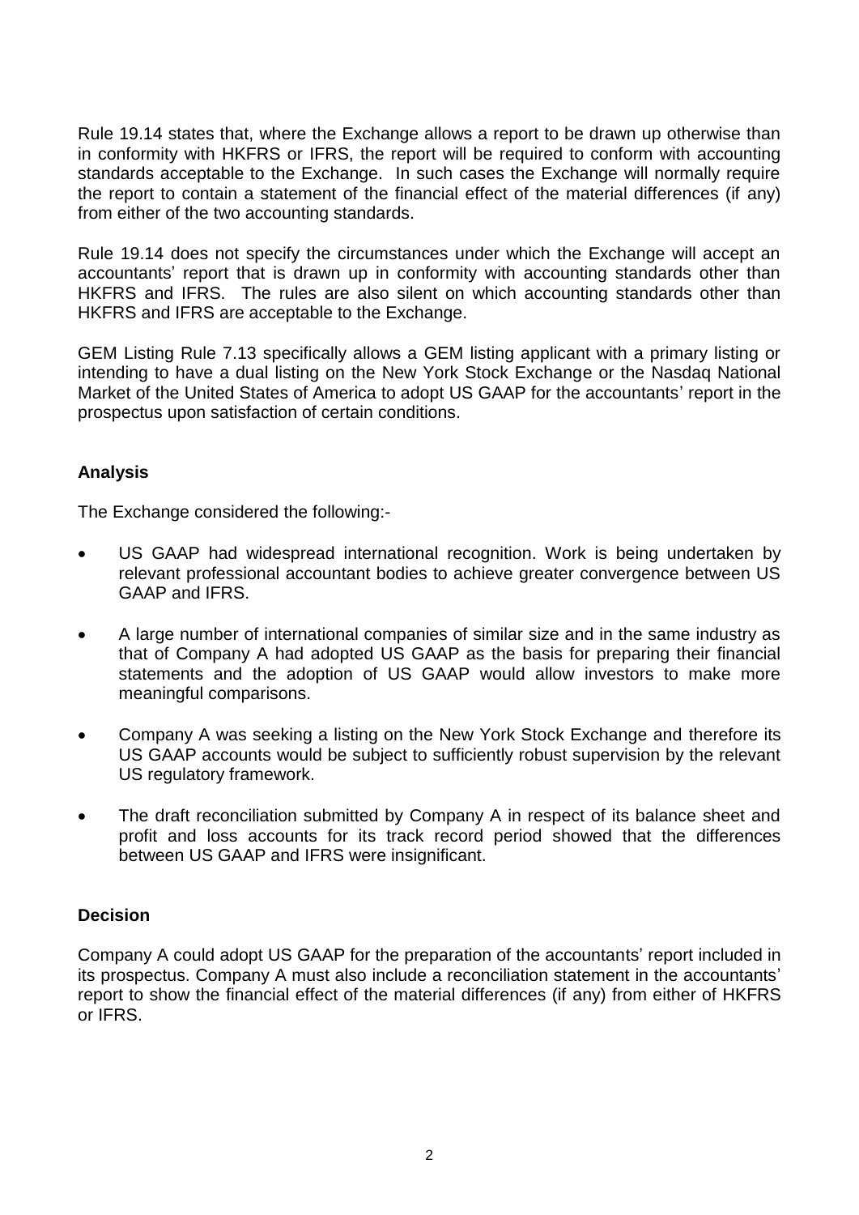Rule 19.14 states that, where the Exchange allows a report to be drawn up otherwise than in conformity with HKFRS or IFRS, the report will be required to conform with accounting standards acceptable to the Exchange. In such cases the Exchange will normally require the report to contain a statement of the financial effect of the material differences (if any) from either of the two accounting standards.

Rule 19.14 does not specify the circumstances under which the Exchange will accept an accountants' report that is drawn up in conformity with accounting standards other than HKFRS and IFRS. The rules are also silent on which accounting standards other than HKFRS and IFRS are acceptable to the Exchange.

GEM Listing Rule 7.13 specifically allows a GEM listing applicant with a primary listing or intending to have a dual listing on the New York Stock Exchange or the Nasdaq National Market of the United States of America to adopt US GAAP for the accountants' report in the prospectus upon satisfaction of certain conditions.

**Analysis**

The Exchange considered the following:-

- US GAAP had widespread international recognition. Work is being undertaken by relevant professional accountant bodies to achieve greater convergence between US GAAP and IFRS.
- A large number of international companies of similar size and in the same industry as that of Company A had adopted US GAAP as the basis for preparing their financial statements and the adoption of US GAAP would allow investors to make more meaningful comparisons.
- Company A was seeking a listing on the New York Stock Exchange and therefore its US GAAP accounts would be subject to sufficiently robust supervision by the relevant US regulatory framework.
- The draft reconciliation submitted by Company A in respect of its balance sheet and profit and loss accounts for its track record period showed that the differences between US GAAP and IFRS were insignificant.

**Decision**

Company A could adopt US GAAP for the preparation of the accountants' report included in its prospectus. Company A must also include a reconciliation statement in the accountants' report to show the financial effect of the material differences (if any) from either of HKFRS or IFRS.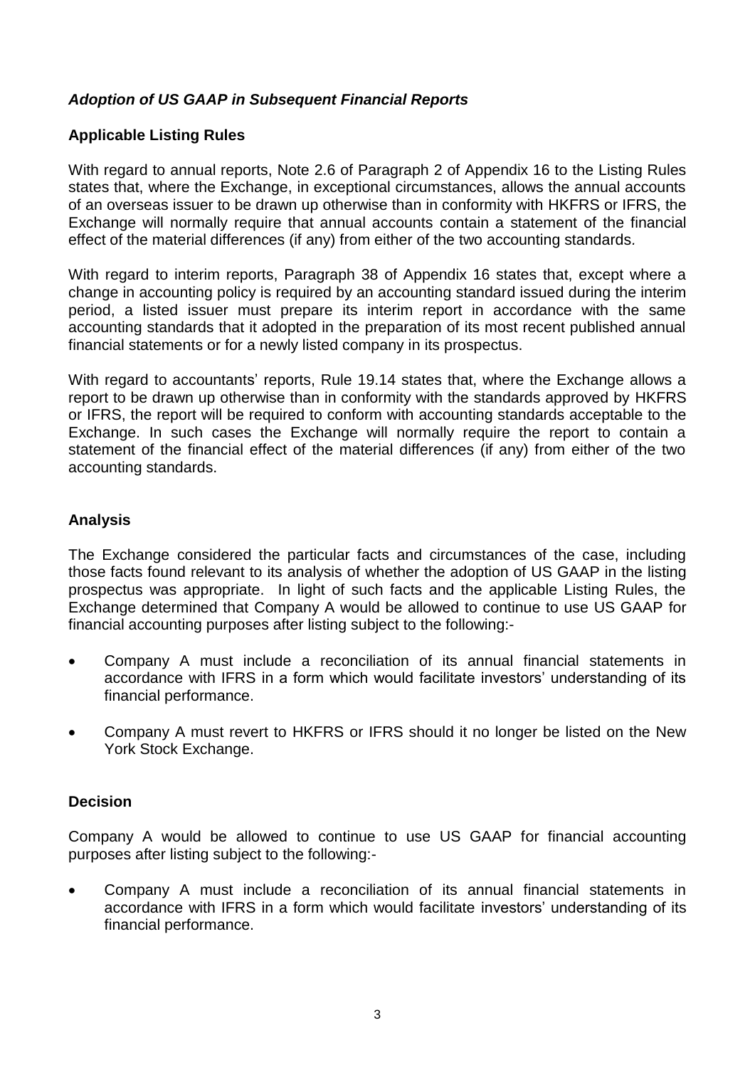### *Adoption of US GAAP in Subsequent Financial Reports*

**Applicable Listing Rules**

With regard to annual reports, Note 2.6 of Paragraph 2 of Appendix 16 to the Listing Rules states that, where the Exchange, in exceptional circumstances, allows the annual accounts of an overseas issuer to be drawn up otherwise than in conformity with HKFRS or IFRS, the Exchange will normally require that annual accounts contain a statement of the financial effect of the material differences (if any) from either of the two accounting standards.

With regard to interim reports, Paragraph 38 of Appendix 16 states that, except where a change in accounting policy is required by an accounting standard issued during the interim period, a listed issuer must prepare its interim report in accordance with the same accounting standards that it adopted in the preparation of its most recent published annual financial statements or for a newly listed company in its prospectus.

With regard to accountants' reports, Rule 19.14 states that, where the Exchange allows a report to be drawn up otherwise than in conformity with the standards approved by HKFRS or IFRS, the report will be required to conform with accounting standards acceptable to the Exchange. In such cases the Exchange will normally require the report to contain a statement of the financial effect of the material differences (if any) from either of the two accounting standards.

**Analysis**

The Exchange considered the particular facts and circumstances of the case, including those facts found relevant to its analysis of whether the adoption of US GAAP in the listing prospectus was appropriate. In light of such facts and the applicable Listing Rules, the Exchange determined that Company A would be allowed to continue to use US GAAP for financial accounting purposes after listing subject to the following:-

- Company A must include a reconciliation of its annual financial statements in accordance with IFRS in a form which would facilitate investors' understanding of its financial performance.
- Company A must revert to HKFRS or IFRS should it no longer be listed on the New York Stock Exchange.

**Decision**

Company A would be allowed to continue to use US GAAP for financial accounting purposes after listing subject to the following:-

- Company A must include a reconciliation of its annual financial statements in accordance with IFRS in a form which would facilitate investors' understanding of its financial performance.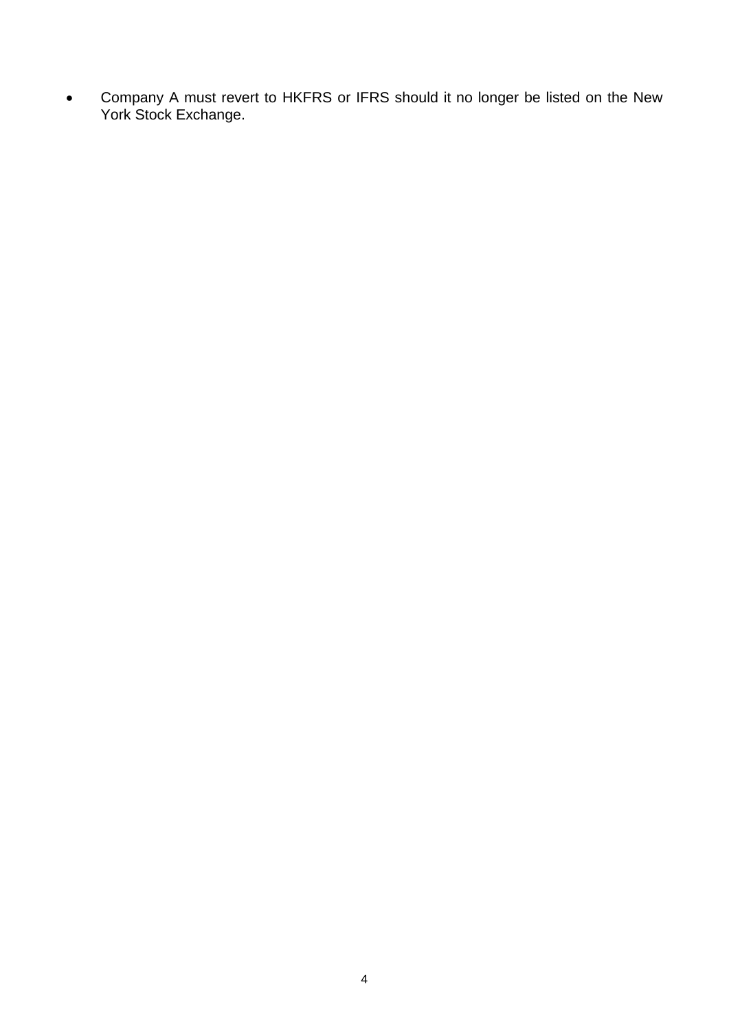- Company A must revert to HKFRS or IFRS should it no longer be listed on the New York Stock Exchange.